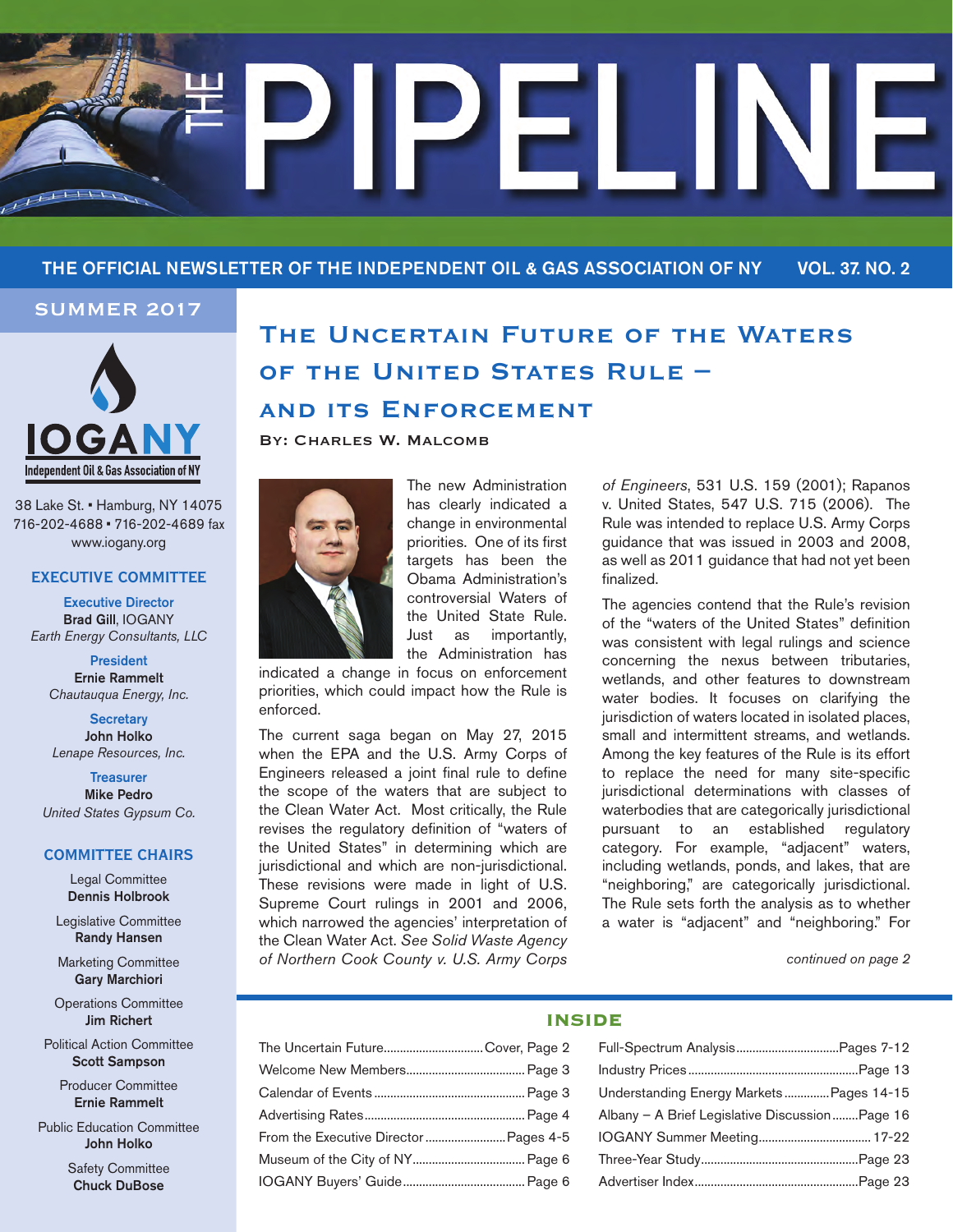# THE PIPELINE

THE OFFICIAL NEWSLETTER OF THE INDEPENDENT OIL & GAS ASSOCIATION OF NY — VOL. 37. NO. 2

SUMMER 2017

**IOGANY**
Independent Oil & Gas Association of NY

38 Lake St. ▪ Hamburg, NY 14075
716-202-4688 ▪ 716-202-4689 fax
www.iogany.org

### EXECUTIVE COMMITTEE

**Executive Director**
**Brad Gill**, IOGANY
*Earth Energy Consultants, LLC*

**President**
**Ernie Rammelt**
*Chautauqua Energy, Inc.*

**Secretary**
**John Holko**
*Lenape Resources, Inc.*

**Treasurer**
**Mike Pedro**
*United States Gypsum Co.*

### COMMITTEE CHAIRS

Legal Committee
**Dennis Holbrook**

Legislative Committee
**Randy Hansen**

Marketing Committee
**Gary Marchiori**

Operations Committee
**Jim Richert**

Political Action Committee
**Scott Sampson**

Producer Committee
**Ernie Rammelt**

Public Education Committee
**John Holko**

Safety Committee
**Chuck DuBose**

## The Uncertain Future of the Waters of the United States Rule – and its Enforcement

**By: Charles W. Malcomb**

The new Administration has clearly indicated a change in environmental priorities. One of its first targets has been the Obama Administration's controversial Waters of the United State Rule. Just as importantly, the Administration has indicated a change in focus on enforcement priorities, which could impact how the Rule is enforced.

The current saga began on May 27, 2015 when the EPA and the U.S. Army Corps of Engineers released a joint final rule to define the scope of the waters that are subject to the Clean Water Act. Most critically, the Rule revises the regulatory definition of "waters of the United States" in determining which are jurisdictional and which are non-jurisdictional. These revisions were made in light of U.S. Supreme Court rulings in 2001 and 2006, which narrowed the agencies' interpretation of the Clean Water Act. *See Solid Waste Agency of Northern Cook County v. U.S. Army Corps of Engineers*, 531 U.S. 159 (2001); Rapanos v. United States, 547 U.S. 715 (2006). The Rule was intended to replace U.S. Army Corps guidance that was issued in 2003 and 2008, as well as 2011 guidance that had not yet been finalized.

The agencies contend that the Rule's revision of the "waters of the United States" definition was consistent with legal rulings and science concerning the nexus between tributaries, wetlands, and other features to downstream water bodies. It focuses on clarifying the jurisdiction of waters located in isolated places, small and intermittent streams, and wetlands. Among the key features of the Rule is its effort to replace the need for many site-specific jurisdictional determinations with classes of waterbodies that are categorically jurisdictional pursuant to an established regulatory category. For example, "adjacent" waters, including wetlands, ponds, and lakes, that are "neighboring," are categorically jurisdictional. The Rule sets forth the analysis as to whether a water is "adjacent" and "neighboring." For

*continued on page 2*

### INSIDE

| | |
|---|---|
| The Uncertain Future | Cover, Page 2 |
| Welcome New Members | Page 3 |
| Calendar of Events | Page 3 |
| Advertising Rates | Page 4 |
| From the Executive Director | Pages 4-5 |
| Museum of the City of NY | Page 6 |
| IOGANY Buyers' Guide | Page 6 |
| Full-Spectrum Analysis | Pages 7-12 |
| Industry Prices | Page 13 |
| Understanding Energy Markets | Pages 14-15 |
| Albany – A Brief Legislative Discussion | Page 16 |
| IOGANY Summer Meeting | 17-22 |
| Three-Year Study | Page 23 |
| Advertiser Index | Page 23 |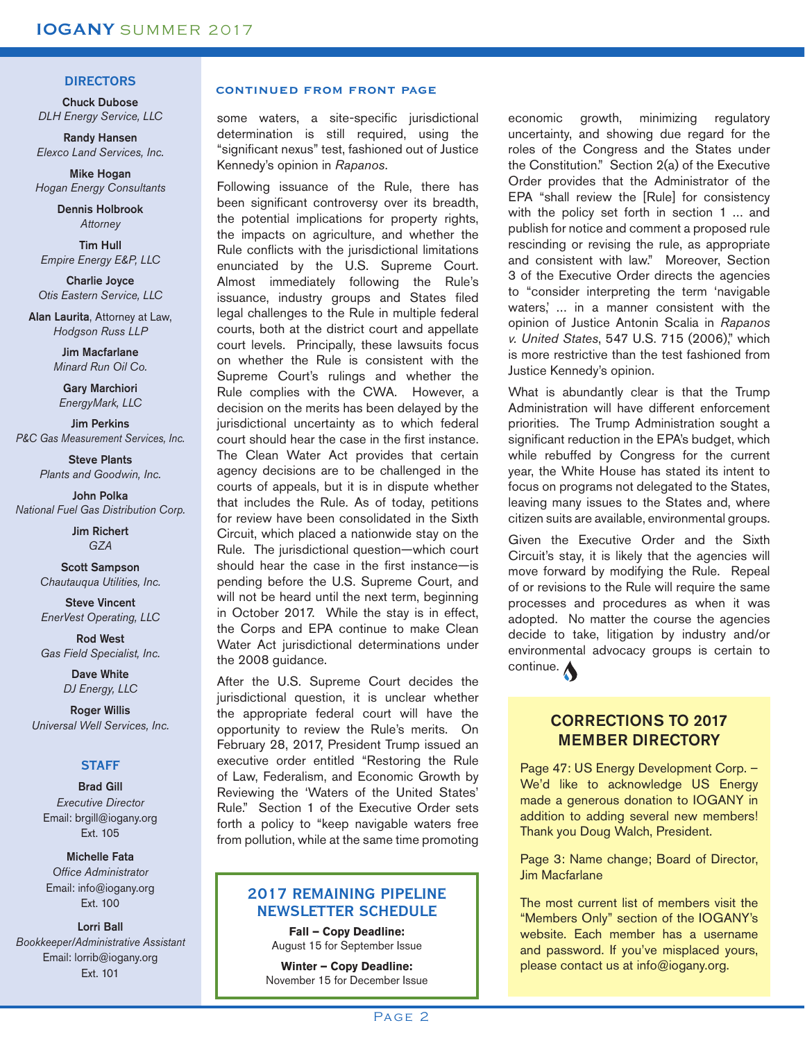## DIRECTORS

**Chuck Dubose**
*DLH Energy Service, LLC*

**Randy Hansen**
*Elexco Land Services, Inc.*

**Mike Hogan**
*Hogan Energy Consultants*

**Dennis Holbrook**
*Attorney*

**Tim Hull**
*Empire Energy E&P, LLC*

**Charlie Joyce**
*Otis Eastern Service, LLC*

**Alan Laurita**, Attorney at Law,
*Hodgson Russ LLP*

**Jim Macfarlane**
*Minard Run Oil Co.*

**Gary Marchiori**
*EnergyMark, LLC*

**Jim Perkins**
*P&C Gas Measurement Services, Inc.*

**Steve Plants**
*Plants and Goodwin, Inc.*

**John Polka**
*National Fuel Gas Distribution Corp.*

**Jim Richert**
*GZA*

**Scott Sampson**
*Chautauqua Utilities, Inc.*

**Steve Vincent**
*EnerVest Operating, LLC*

**Rod West**
*Gas Field Specialist, Inc.*

**Dave White**
*DJ Energy, LLC*

**Roger Willis**
*Universal Well Services, Inc.*

## STAFF

**Brad Gill**
*Executive Director*
Email: brgill@iogany.org
Ext. 105

**Michelle Fata**
*Office Administrator*
Email: info@iogany.org
Ext. 100

**Lorri Ball**
*Bookkeeper/Administrative Assistant*
Email: lorrib@iogany.org
Ext. 101

**CONTINUED FROM FRONT PAGE**

some waters, a site-specific jurisdictional determination is still required, using the "significant nexus" test, fashioned out of Justice Kennedy's opinion in *Rapanos*.

Following issuance of the Rule, there has been significant controversy over its breadth, the potential implications for property rights, the impacts on agriculture, and whether the Rule conflicts with the jurisdictional limitations enunciated by the U.S. Supreme Court. Almost immediately following the Rule's issuance, industry groups and States filed legal challenges to the Rule in multiple federal courts, both at the district court and appellate court levels. Principally, these lawsuits focus on whether the Rule is consistent with the Supreme Court's rulings and whether the Rule complies with the CWA. However, a decision on the merits has been delayed by the jurisdictional uncertainty as to which federal court should hear the case in the first instance. The Clean Water Act provides that certain agency decisions are to be challenged in the courts of appeals, but it is in dispute whether that includes the Rule. As of today, petitions for review have been consolidated in the Sixth Circuit, which placed a nationwide stay on the Rule. The jurisdictional question—which court should hear the case in the first instance—is pending before the U.S. Supreme Court, and will not be heard until the next term, beginning in October 2017. While the stay is in effect, the Corps and EPA continue to make Clean Water Act jurisdictional determinations under the 2008 guidance.

After the U.S. Supreme Court decides the jurisdictional question, it is unclear whether the appropriate federal court will have the opportunity to review the Rule's merits. On February 28, 2017, President Trump issued an executive order entitled "Restoring the Rule of Law, Federalism, and Economic Growth by Reviewing the 'Waters of the United States' Rule." Section 1 of the Executive Order sets forth a policy to "keep navigable waters free from pollution, while at the same time promoting economic growth, minimizing regulatory uncertainty, and showing due regard for the roles of the Congress and the States under the Constitution." Section 2(a) of the Executive Order provides that the Administrator of the EPA "shall review the [Rule] for consistency with the policy set forth in section 1 ... and publish for notice and comment a proposed rule rescinding or revising the rule, as appropriate and consistent with law." Moreover, Section 3 of the Executive Order directs the agencies to "consider interpreting the term 'navigable waters,' ... in a manner consistent with the opinion of Justice Antonin Scalia in *Rapanos v. United States*, 547 U.S. 715 (2006)," which is more restrictive than the test fashioned from Justice Kennedy's opinion.

What is abundantly clear is that the Trump Administration will have different enforcement priorities. The Trump Administration sought a significant reduction in the EPA's budget, which while rebuffed by Congress for the current year, the White House has stated its intent to focus on programs not delegated to the States, leaving many issues to the States and, where citizen suits are available, environmental groups.

Given the Executive Order and the Sixth Circuit's stay, it is likely that the agencies will move forward by modifying the Rule. Repeal of or revisions to the Rule will require the same processes and procedures as when it was adopted. No matter the course the agencies decide to take, litigation by industry and/or environmental advocacy groups is certain to continue.

### 2017 REMAINING PIPELINE NEWSLETTER SCHEDULE

**Fall – Copy Deadline:**
August 15 for September Issue

**Winter – Copy Deadline:**
November 15 for December Issue

### CORRECTIONS TO 2017 MEMBER DIRECTORY

Page 47: US Energy Development Corp. – We'd like to acknowledge US Energy made a generous donation to IOGANY in addition to adding several new members! Thank you Doug Walch, President.

Page 3: Name change; Board of Director, Jim Macfarlane

The most current list of members visit the "Members Only" section of the IOGANY's website. Each member has a username and password. If you've misplaced yours, please contact us at info@iogany.org.